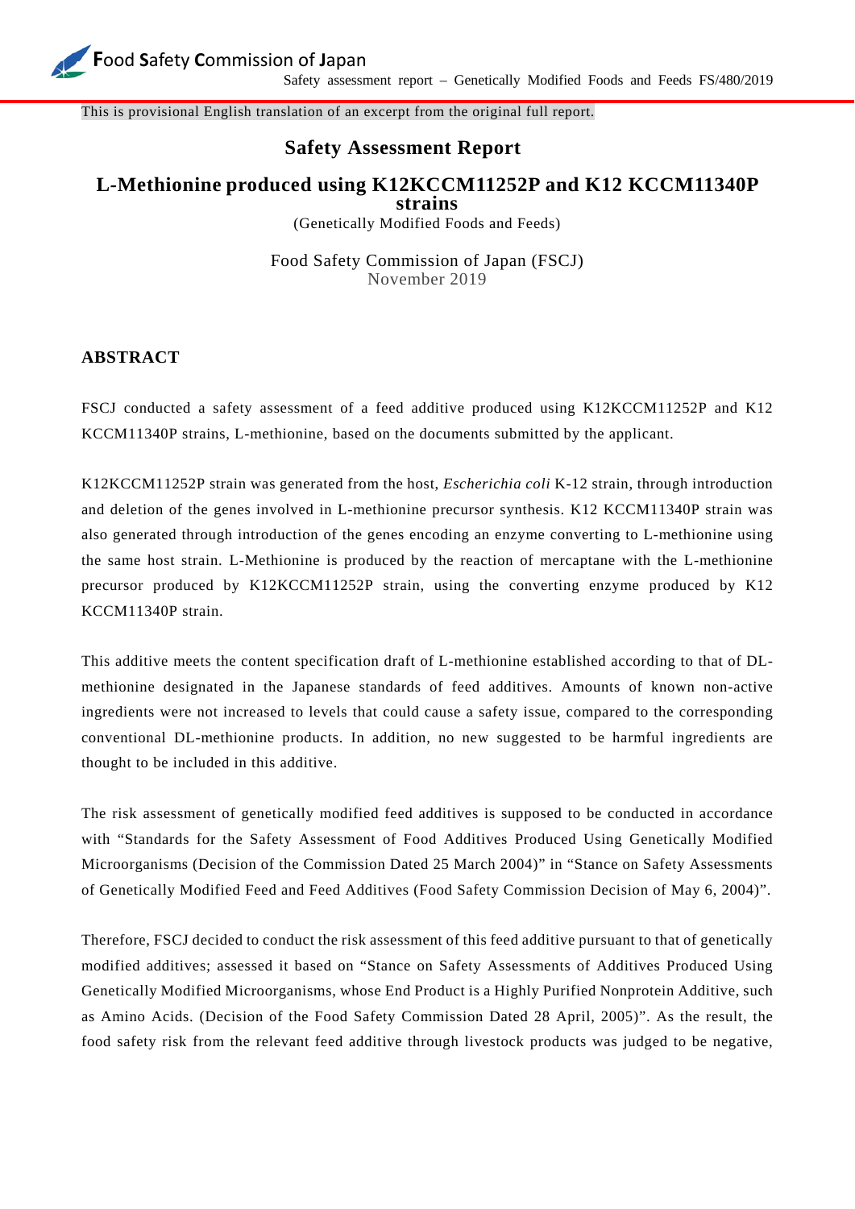This is provisional English translation of an excerpt from the original full report.

# Safety Assessment Report

## L-Methionine produced using K12KCCM11252P and K12 KCCM11340P strains

(Genetically Modified Foods and Feeds)

Food Safety Commission of Japan (FSCJ)
November 2019

### ABSTRACT

FSCJ conducted a safety assessment of a feed additive produced using K12KCCM11252P and K12 KCCM11340P strains, L-methionine, based on the documents submitted by the applicant.

K12KCCM11252P strain was generated from the host, *Escherichia coli* K-12 strain, through introduction and deletion of the genes involved in L-methionine precursor synthesis. K12 KCCM11340P strain was also generated through introduction of the genes encoding an enzyme converting to L-methionine using the same host strain. L-Methionine is produced by the reaction of mercaptane with the L-methionine precursor produced by K12KCCM11252P strain, using the converting enzyme produced by K12 KCCM11340P strain.

This additive meets the content specification draft of L-methionine established according to that of DL-methionine designated in the Japanese standards of feed additives. Amounts of known non-active ingredients were not increased to levels that could cause a safety issue, compared to the corresponding conventional DL-methionine products. In addition, no new suggested to be harmful ingredients are thought to be included in this additive.

The risk assessment of genetically modified feed additives is supposed to be conducted in accordance with "Standards for the Safety Assessment of Food Additives Produced Using Genetically Modified Microorganisms (Decision of the Commission Dated 25 March 2004)" in "Stance on Safety Assessments of Genetically Modified Feed and Feed Additives (Food Safety Commission Decision of May 6, 2004)".

Therefore, FSCJ decided to conduct the risk assessment of this feed additive pursuant to that of genetically modified additives; assessed it based on "Stance on Safety Assessments of Additives Produced Using Genetically Modified Microorganisms, whose End Product is a Highly Purified Nonprotein Additive, such as Amino Acids. (Decision of the Food Safety Commission Dated 28 April, 2005)". As the result, the food safety risk from the relevant feed additive through livestock products was judged to be negative,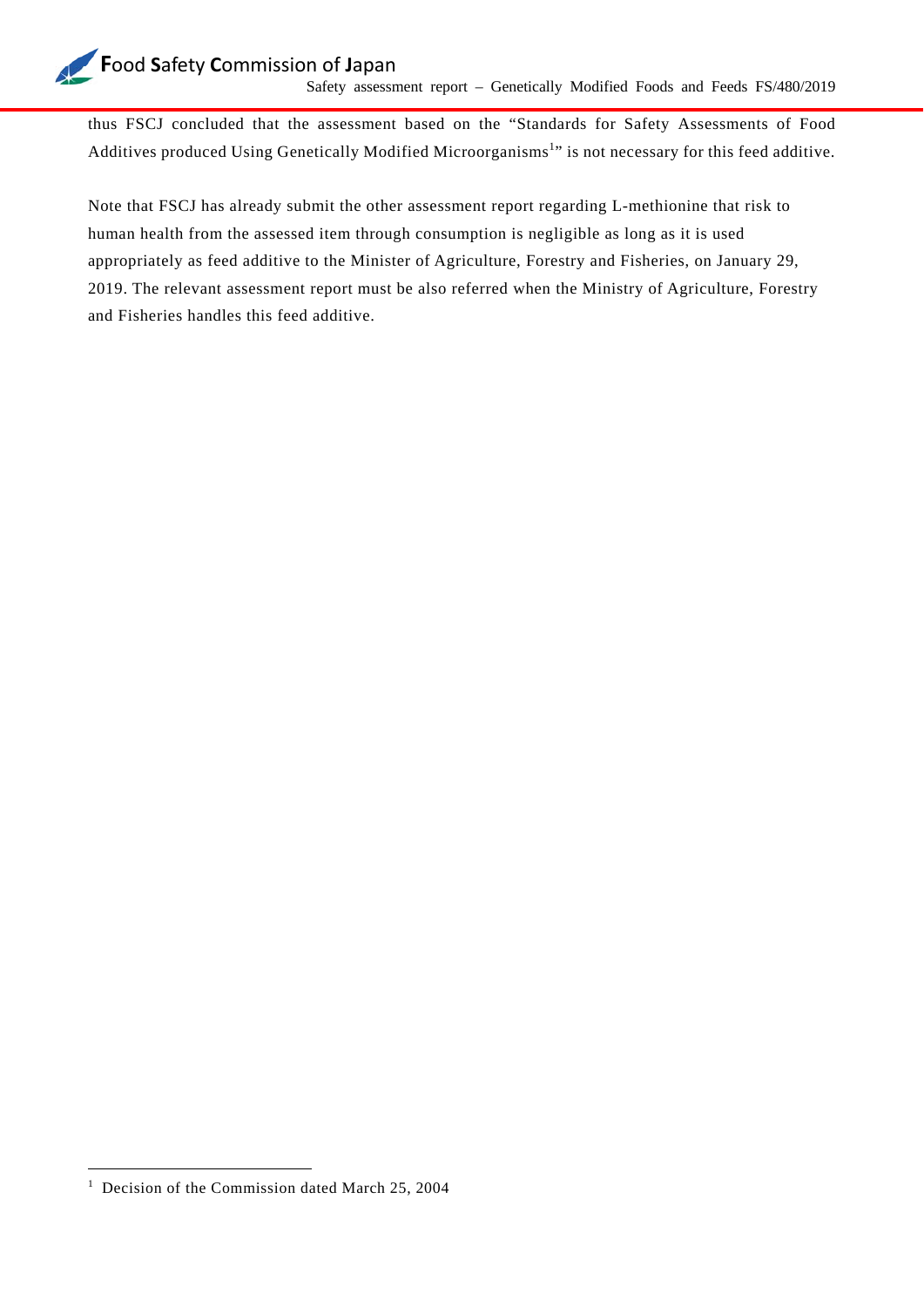thus FSCJ concluded that the assessment based on the "Standards for Safety Assessments of Food Additives produced Using Genetically Modified Microorganisms[1]" is not necessary for this feed additive.

Note that FSCJ has already submit the other assessment report regarding L-methionine that risk to human health from the assessed item through consumption is negligible as long as it is used appropriately as feed additive to the Minister of Agriculture, Forestry and Fisheries, on January 29, 2019. The relevant assessment report must be also referred when the Ministry of Agriculture, Forestry and Fisheries handles this feed additive.

---

[1] Decision of the Commission dated March 25, 2004